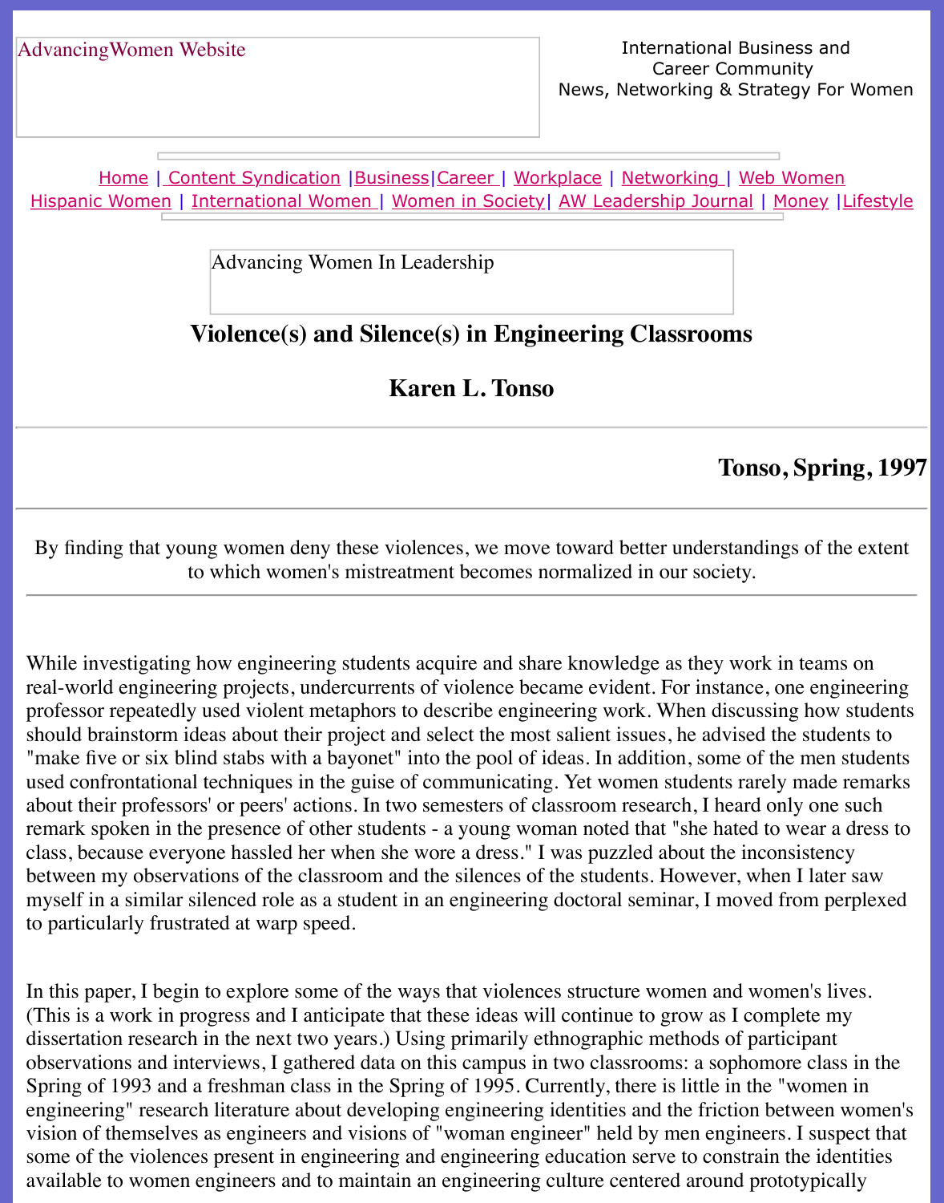AdvancingWomen Website

International Business and Career Community
News, Networking & Strategy For Women

Home | Content Syndication | Business | Career | Workplace | Networking | Web Women
Hispanic Women | International Women | Women in Society | AW Leadership Journal | Money | Lifestyle

Advancing Women In Leadership

# Violence(s) and Silence(s) in Engineering Classrooms

## Karen L. Tonso

**Tonso, Spring, 1997**

---

By finding that young women deny these violences, we move toward better understandings of the extent to which women's mistreatment becomes normalized in our society.

---

While investigating how engineering students acquire and share knowledge as they work in teams on real-world engineering projects, undercurrents of violence became evident. For instance, one engineering professor repeatedly used violent metaphors to describe engineering work. When discussing how students should brainstorm ideas about their project and select the most salient issues, he advised the students to "make five or six blind stabs with a bayonet" into the pool of ideas. In addition, some of the men students used confrontational techniques in the guise of communicating. Yet women students rarely made remarks about their professors' or peers' actions. In two semesters of classroom research, I heard only one such remark spoken in the presence of other students - a young woman noted that "she hated to wear a dress to class, because everyone hassled her when she wore a dress." I was puzzled about the inconsistency between my observations of the classroom and the silences of the students. However, when I later saw myself in a similar silenced role as a student in an engineering doctoral seminar, I moved from perplexed to particularly frustrated at warp speed.

In this paper, I begin to explore some of the ways that violences structure women and women's lives. (This is a work in progress and I anticipate that these ideas will continue to grow as I complete my dissertation research in the next two years.) Using primarily ethnographic methods of participant observations and interviews, I gathered data on this campus in two classrooms: a sophomore class in the Spring of 1993 and a freshman class in the Spring of 1995. Currently, there is little in the "women in engineering" research literature about developing engineering identities and the friction between women's vision of themselves as engineers and visions of "woman engineer" held by men engineers. I suspect that some of the violences present in engineering and engineering education serve to constrain the identities available to women engineers and to maintain an engineering culture centered around prototypically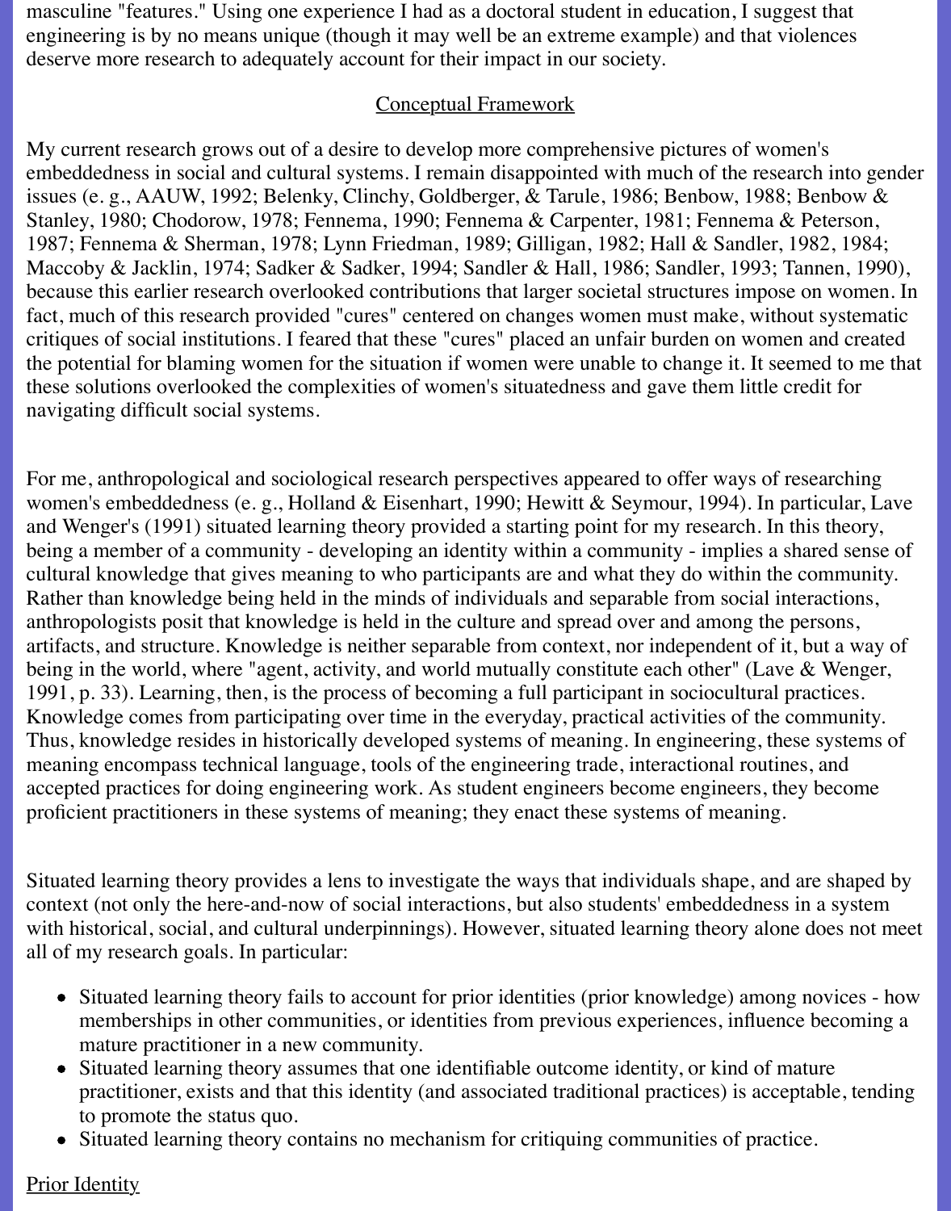masculine "features." Using one experience I had as a doctoral student in education, I suggest that engineering is by no means unique (though it may well be an extreme example) and that violences deserve more research to adequately account for their impact in our society.

## Conceptual Framework

My current research grows out of a desire to develop more comprehensive pictures of women's embeddedness in social and cultural systems. I remain disappointed with much of the research into gender issues (e. g., AAUW, 1992; Belenky, Clinchy, Goldberger, & Tarule, 1986; Benbow, 1988; Benbow & Stanley, 1980; Chodorow, 1978; Fennema, 1990; Fennema & Carpenter, 1981; Fennema & Peterson, 1987; Fennema & Sherman, 1978; Lynn Friedman, 1989; Gilligan, 1982; Hall & Sandler, 1982, 1984; Maccoby & Jacklin, 1974; Sadker & Sadker, 1994; Sandler & Hall, 1986; Sandler, 1993; Tannen, 1990), because this earlier research overlooked contributions that larger societal structures impose on women. In fact, much of this research provided "cures" centered on changes women must make, without systematic critiques of social institutions. I feared that these "cures" placed an unfair burden on women and created the potential for blaming women for the situation if women were unable to change it. It seemed to me that these solutions overlooked the complexities of women's situatedness and gave them little credit for navigating difficult social systems.

For me, anthropological and sociological research perspectives appeared to offer ways of researching women's embeddedness (e. g., Holland & Eisenhart, 1990; Hewitt & Seymour, 1994). In particular, Lave and Wenger's (1991) situated learning theory provided a starting point for my research. In this theory, being a member of a community - developing an identity within a community - implies a shared sense of cultural knowledge that gives meaning to who participants are and what they do within the community. Rather than knowledge being held in the minds of individuals and separable from social interactions, anthropologists posit that knowledge is held in the culture and spread over and among the persons, artifacts, and structure. Knowledge is neither separable from context, nor independent of it, but a way of being in the world, where "agent, activity, and world mutually constitute each other" (Lave & Wenger, 1991, p. 33). Learning, then, is the process of becoming a full participant in sociocultural practices. Knowledge comes from participating over time in the everyday, practical activities of the community. Thus, knowledge resides in historically developed systems of meaning. In engineering, these systems of meaning encompass technical language, tools of the engineering trade, interactional routines, and accepted practices for doing engineering work. As student engineers become engineers, they become proficient practitioners in these systems of meaning; they enact these systems of meaning.

Situated learning theory provides a lens to investigate the ways that individuals shape, and are shaped by context (not only the here-and-now of social interactions, but also students' embeddedness in a system with historical, social, and cultural underpinnings). However, situated learning theory alone does not meet all of my research goals. In particular:

- Situated learning theory fails to account for prior identities (prior knowledge) among novices - how memberships in other communities, or identities from previous experiences, influence becoming a mature practitioner in a new community.
- Situated learning theory assumes that one identifiable outcome identity, or kind of mature practitioner, exists and that this identity (and associated traditional practices) is acceptable, tending to promote the status quo.
- Situated learning theory contains no mechanism for critiquing communities of practice.

### Prior Identity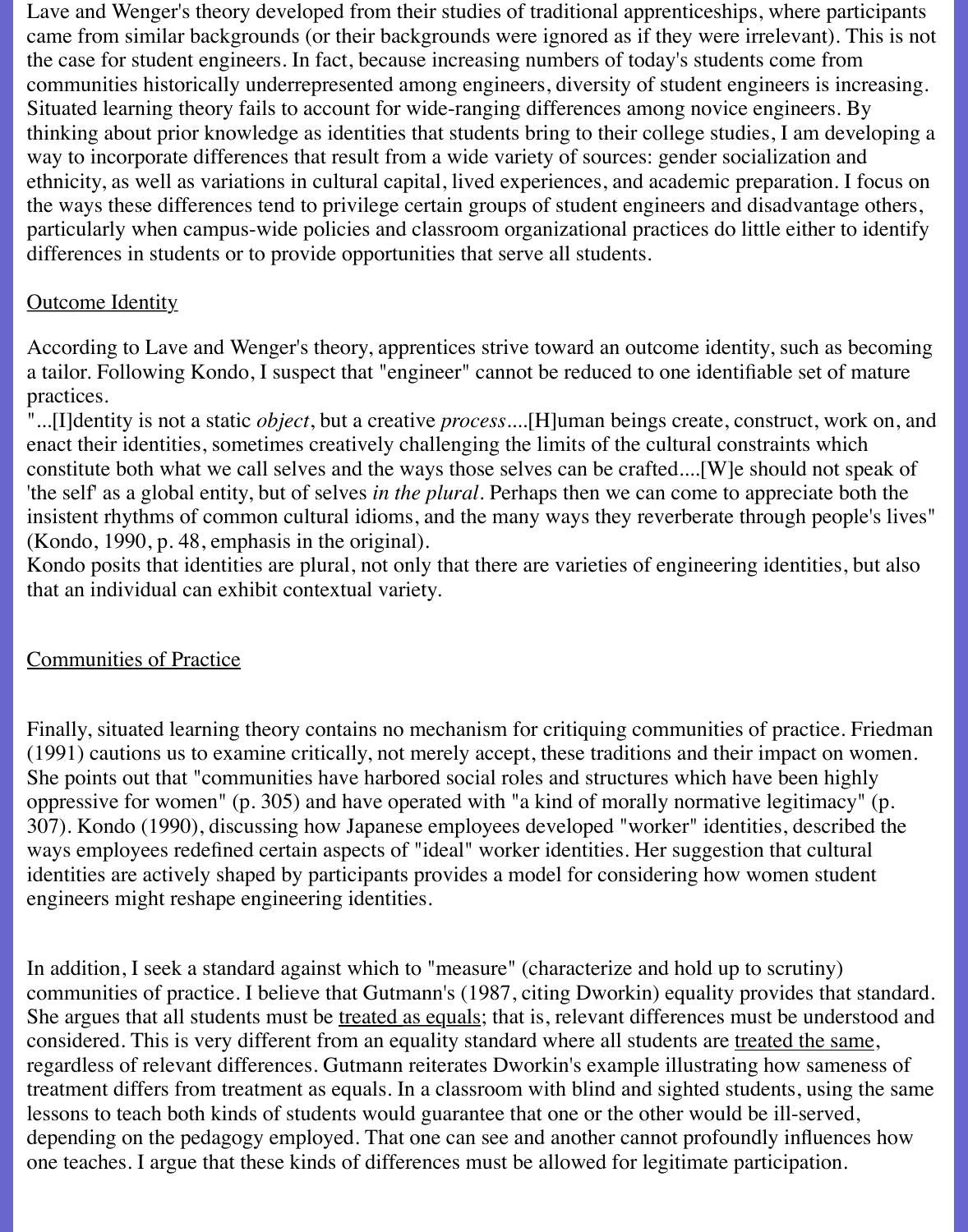Lave and Wenger's theory developed from their studies of traditional apprenticeships, where participants came from similar backgrounds (or their backgrounds were ignored as if they were irrelevant). This is not the case for student engineers. In fact, because increasing numbers of today's students come from communities historically underrepresented among engineers, diversity of student engineers is increasing. Situated learning theory fails to account for wide-ranging differences among novice engineers. By thinking about prior knowledge as identities that students bring to their college studies, I am developing a way to incorporate differences that result from a wide variety of sources: gender socialization and ethnicity, as well as variations in cultural capital, lived experiences, and academic preparation. I focus on the ways these differences tend to privilege certain groups of student engineers and disadvantage others, particularly when campus-wide policies and classroom organizational practices do little either to identify differences in students or to provide opportunities that serve all students.

## Outcome Identity

According to Lave and Wenger's theory, apprentices strive toward an outcome identity, such as becoming a tailor. Following Kondo, I suspect that "engineer" cannot be reduced to one identifiable set of mature practices.

"...[I]dentity is not a static *object*, but a creative *process*....[H]uman beings create, construct, work on, and enact their identities, sometimes creatively challenging the limits of the cultural constraints which constitute both what we call selves and the ways those selves can be crafted....[W]e should not speak of 'the self' as a global entity, but of selves *in the plural*. Perhaps then we can come to appreciate both the insistent rhythms of common cultural idioms, and the many ways they reverberate through people's lives" (Kondo, 1990, p. 48, emphasis in the original).

Kondo posits that identities are plural, not only that there are varieties of engineering identities, but also that an individual can exhibit contextual variety.

## Communities of Practice

Finally, situated learning theory contains no mechanism for critiquing communities of practice. Friedman (1991) cautions us to examine critically, not merely accept, these traditions and their impact on women. She points out that "communities have harbored social roles and structures which have been highly oppressive for women" (p. 305) and have operated with "a kind of morally normative legitimacy" (p. 307). Kondo (1990), discussing how Japanese employees developed "worker" identities, described the ways employees redefined certain aspects of "ideal" worker identities. Her suggestion that cultural identities are actively shaped by participants provides a model for considering how women student engineers might reshape engineering identities.

In addition, I seek a standard against which to "measure" (characterize and hold up to scrutiny) communities of practice. I believe that Gutmann's (1987, citing Dworkin) equality provides that standard. She argues that all students must be treated as equals; that is, relevant differences must be understood and considered. This is very different from an equality standard where all students are treated the same, regardless of relevant differences. Gutmann reiterates Dworkin's example illustrating how sameness of treatment differs from treatment as equals. In a classroom with blind and sighted students, using the same lessons to teach both kinds of students would guarantee that one or the other would be ill-served, depending on the pedagogy employed. That one can see and another cannot profoundly influences how one teaches. I argue that these kinds of differences must be allowed for legitimate participation.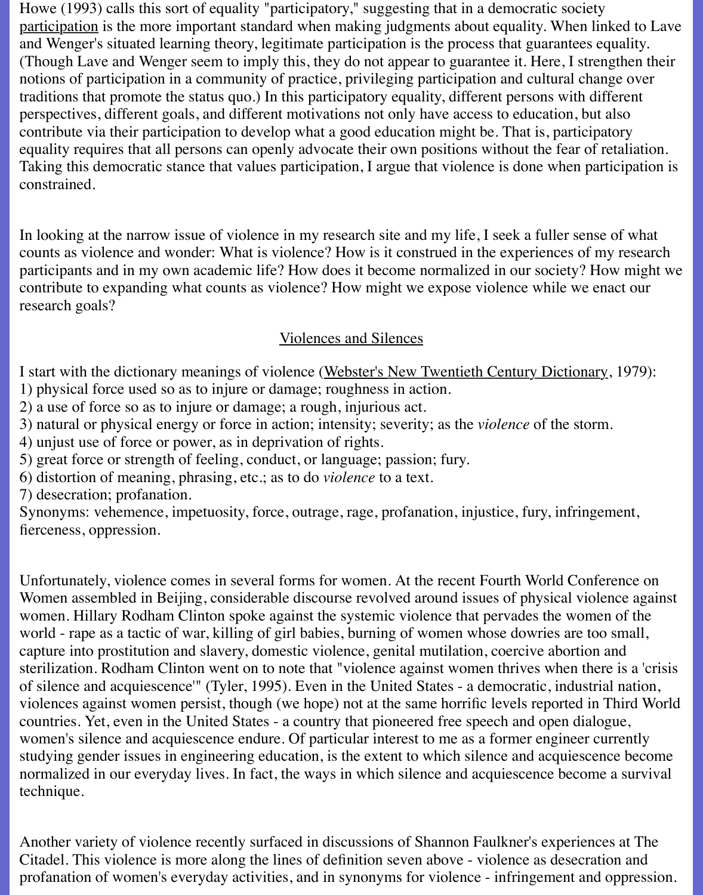Howe (1993) calls this sort of equality "participatory," suggesting that in a democratic society participation is the more important standard when making judgments about equality. When linked to Lave and Wenger's situated learning theory, legitimate participation is the process that guarantees equality. (Though Lave and Wenger seem to imply this, they do not appear to guarantee it. Here, I strengthen their notions of participation in a community of practice, privileging participation and cultural change over traditions that promote the status quo.) In this participatory equality, different persons with different perspectives, different goals, and different motivations not only have access to education, but also contribute via their participation to develop what a good education might be. That is, participatory equality requires that all persons can openly advocate their own positions without the fear of retaliation. Taking this democratic stance that values participation, I argue that violence is done when participation is constrained.

In looking at the narrow issue of violence in my research site and my life, I seek a fuller sense of what counts as violence and wonder: What is violence? How is it construed in the experiences of my research participants and in my own academic life? How does it become normalized in our society? How might we contribute to expanding what counts as violence? How might we expose violence while we enact our research goals?

## Violences and Silences

I start with the dictionary meanings of violence (Webster's New Twentieth Century Dictionary, 1979):
1) physical force used so as to injure or damage; roughness in action.
2) a use of force so as to injure or damage; a rough, injurious act.
3) natural or physical energy or force in action; intensity; severity; as the *violence* of the storm.
4) unjust use of force or power, as in deprivation of rights.
5) great force or strength of feeling, conduct, or language; passion; fury.
6) distortion of meaning, phrasing, etc.; as to do *violence* to a text.
7) desecration; profanation.
Synonyms: vehemence, impetuosity, force, outrage, rage, profanation, injustice, fury, infringement, fierceness, oppression.

Unfortunately, violence comes in several forms for women. At the recent Fourth World Conference on Women assembled in Beijing, considerable discourse revolved around issues of physical violence against women. Hillary Rodham Clinton spoke against the systemic violence that pervades the women of the world - rape as a tactic of war, killing of girl babies, burning of women whose dowries are too small, capture into prostitution and slavery, domestic violence, genital mutilation, coercive abortion and sterilization. Rodham Clinton went on to note that "violence against women thrives when there is a 'crisis of silence and acquiescence'" (Tyler, 1995). Even in the United States - a democratic, industrial nation, violences against women persist, though (we hope) not at the same horrific levels reported in Third World countries. Yet, even in the United States - a country that pioneered free speech and open dialogue, women's silence and acquiescence endure. Of particular interest to me as a former engineer currently studying gender issues in engineering education, is the extent to which silence and acquiescence become normalized in our everyday lives. In fact, the ways in which silence and acquiescence become a survival technique.

Another variety of violence recently surfaced in discussions of Shannon Faulkner's experiences at The Citadel. This violence is more along the lines of definition seven above - violence as desecration and profanation of women's everyday activities, and in synonyms for violence - infringement and oppression.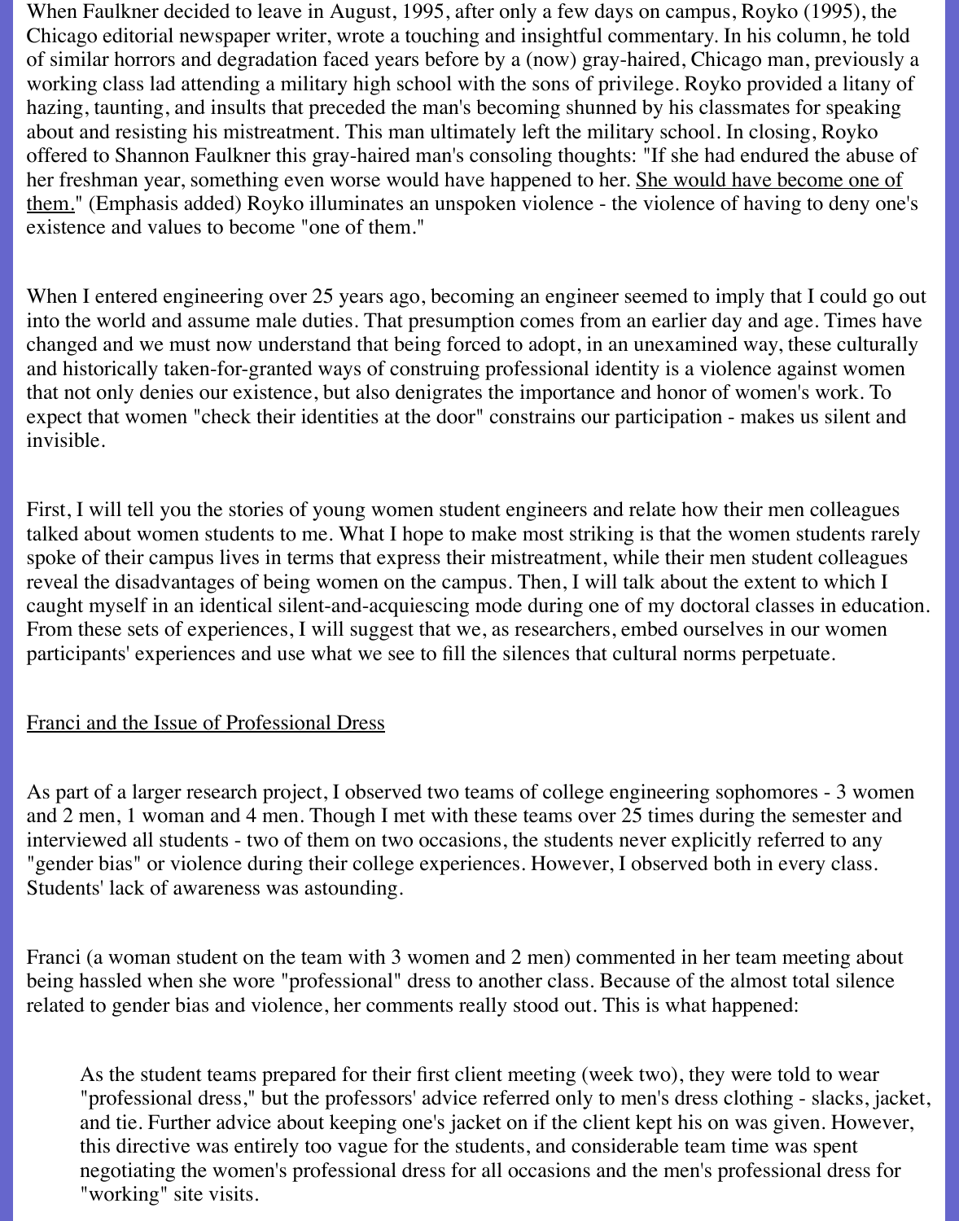When Faulkner decided to leave in August, 1995, after only a few days on campus, Royko (1995), the Chicago editorial newspaper writer, wrote a touching and insightful commentary. In his column, he told of similar horrors and degradation faced years before by a (now) gray-haired, Chicago man, previously a working class lad attending a military high school with the sons of privilege. Royko provided a litany of hazing, taunting, and insults that preceded the man's becoming shunned by his classmates for speaking about and resisting his mistreatment. This man ultimately left the military school. In closing, Royko offered to Shannon Faulkner this gray-haired man's consoling thoughts: "If she had endured the abuse of her freshman year, something even worse would have happened to her. <u>She would have become one of them.</u>" (Emphasis added) Royko illuminates an unspoken violence - the violence of having to deny one's existence and values to become "one of them."

When I entered engineering over 25 years ago, becoming an engineer seemed to imply that I could go out into the world and assume male duties. That presumption comes from an earlier day and age. Times have changed and we must now understand that being forced to adopt, in an unexamined way, these culturally and historically taken-for-granted ways of construing professional identity is a violence against women that not only denies our existence, but also denigrates the importance and honor of women's work. To expect that women "check their identities at the door" constrains our participation - makes us silent and invisible.

First, I will tell you the stories of young women student engineers and relate how their men colleagues talked about women students to me. What I hope to make most striking is that the women students rarely spoke of their campus lives in terms that express their mistreatment, while their men student colleagues reveal the disadvantages of being women on the campus. Then, I will talk about the extent to which I caught myself in an identical silent-and-acquiescing mode during one of my doctoral classes in education. From these sets of experiences, I will suggest that we, as researchers, embed ourselves in our women participants' experiences and use what we see to fill the silences that cultural norms perpetuate.

<u>Franci and the Issue of Professional Dress</u>

As part of a larger research project, I observed two teams of college engineering sophomores - 3 women and 2 men, 1 woman and 4 men. Though I met with these teams over 25 times during the semester and interviewed all students - two of them on two occasions, the students never explicitly referred to any "gender bias" or violence during their college experiences. However, I observed both in every class. Students' lack of awareness was astounding.

Franci (a woman student on the team with 3 women and 2 men) commented in her team meeting about being hassled when she wore "professional" dress to another class. Because of the almost total silence related to gender bias and violence, her comments really stood out. This is what happened:

> As the student teams prepared for their first client meeting (week two), they were told to wear "professional dress," but the professors' advice referred only to men's dress clothing - slacks, jacket, and tie. Further advice about keeping one's jacket on if the client kept his on was given. However, this directive was entirely too vague for the students, and considerable team time was spent negotiating the women's professional dress for all occasions and the men's professional dress for "working" site visits.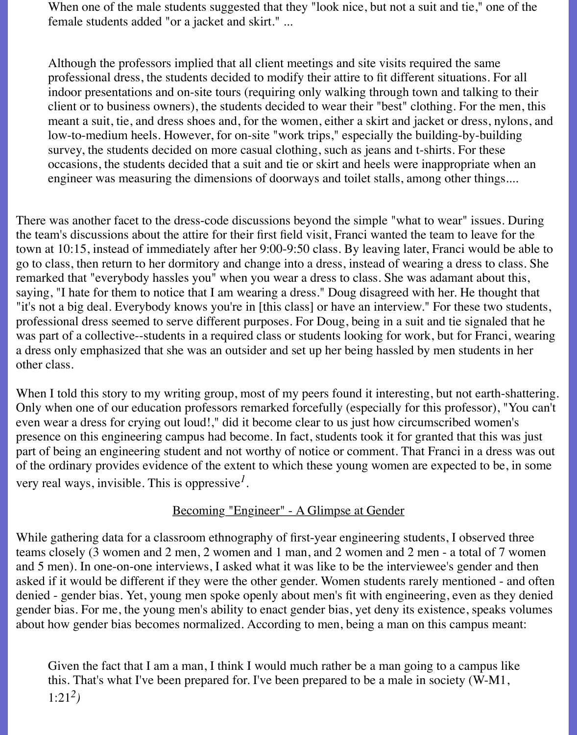> When one of the male students suggested that they "look nice, but not a suit and tie," one of the female students added "or a jacket and skirt." ...
>
> Although the professors implied that all client meetings and site visits required the same professional dress, the students decided to modify their attire to fit different situations. For all indoor presentations and on-site tours (requiring only walking through town and talking to their client or to business owners), the students decided to wear their "best" clothing. For the men, this meant a suit, tie, and dress shoes and, for the women, either a skirt and jacket or dress, nylons, and low-to-medium heels. However, for on-site "work trips," especially the building-by-building survey, the students decided on more casual clothing, such as jeans and t-shirts. For these occasions, the students decided that a suit and tie or skirt and heels were inappropriate when an engineer was measuring the dimensions of doorways and toilet stalls, among other things....

There was another facet to the dress-code discussions beyond the simple "what to wear" issues. During the team's discussions about the attire for their first field visit, Franci wanted the team to leave for the town at 10:15, instead of immediately after her 9:00-9:50 class. By leaving later, Franci would be able to go to class, then return to her dormitory and change into a dress, instead of wearing a dress to class. She remarked that "everybody hassles you" when you wear a dress to class. She was adamant about this, saying, "I hate for them to notice that I am wearing a dress." Doug disagreed with her. He thought that "it's not a big deal. Everybody knows you're in [this class] or have an interview." For these two students, professional dress seemed to serve different purposes. For Doug, being in a suit and tie signaled that he was part of a collective--students in a required class or students looking for work, but for Franci, wearing a dress only emphasized that she was an outsider and set up her being hassled by men students in her other class.

When I told this story to my writing group, most of my peers found it interesting, but not earth-shattering. Only when one of our education professors remarked forcefully (especially for this professor), "You can't even wear a dress for crying out loud!," did it become clear to us just how circumscribed women's presence on this engineering campus had become. In fact, students took it for granted that this was just part of being an engineering student and not worthy of notice or comment. That Franci in a dress was out of the ordinary provides evidence of the extent to which these young women are expected to be, in some very real ways, invisible. This is oppressive[1].

## Becoming "Engineer" - A Glimpse at Gender

While gathering data for a classroom ethnography of first-year engineering students, I observed three teams closely (3 women and 2 men, 2 women and 1 man, and 2 women and 2 men - a total of 7 women and 5 men). In one-on-one interviews, I asked what it was like to be the interviewee's gender and then asked if it would be different if they were the other gender. Women students rarely mentioned - and often denied - gender bias. Yet, young men spoke openly about men's fit with engineering, even as they denied gender bias. For me, the young men's ability to enact gender bias, yet deny its existence, speaks volumes about how gender bias becomes normalized. According to men, being a man on this campus meant:

> Given the fact that I am a man, I think I would much rather be a man going to a campus like this. That's what I've been prepared for. I've been prepared to be a male in society (W-M1, 1:21[2])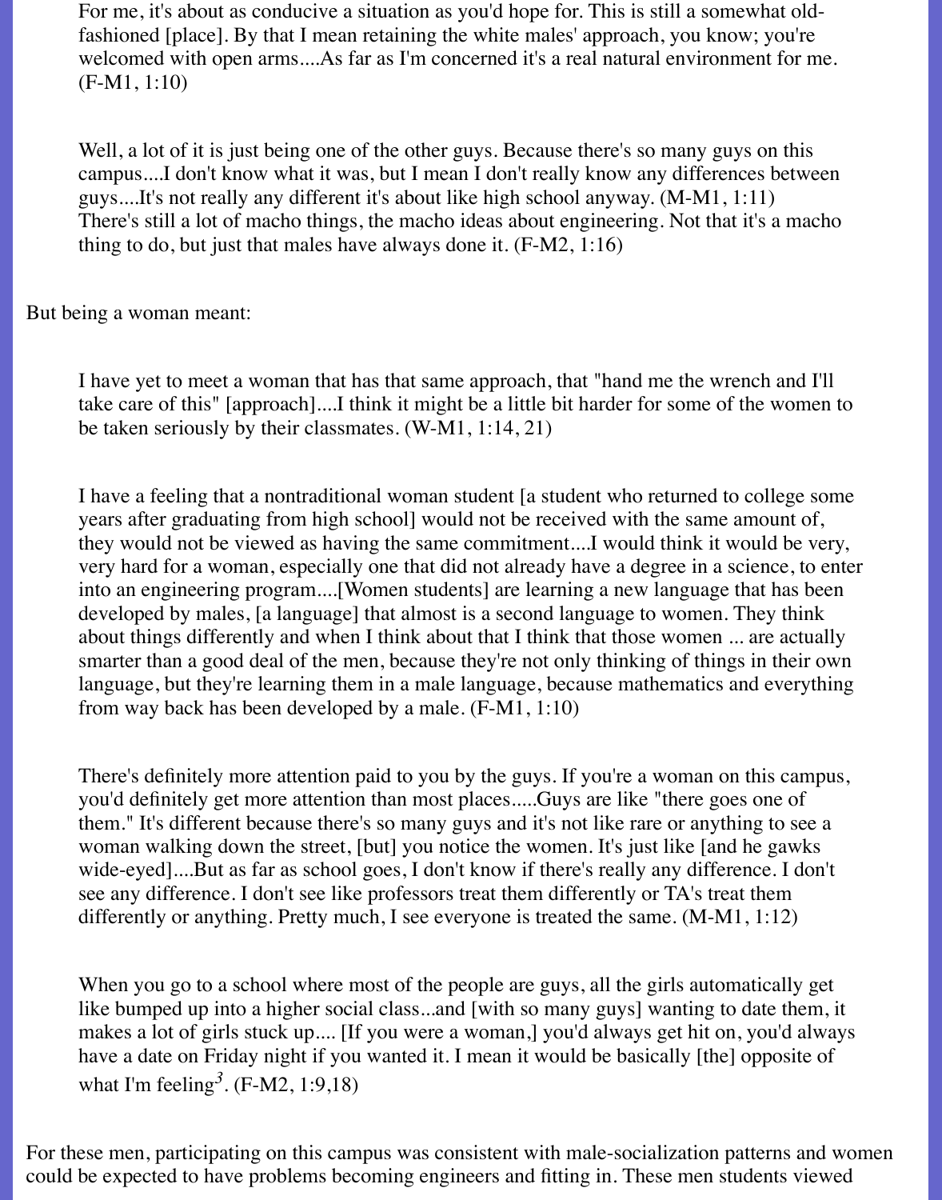> For me, it's about as conducive a situation as you'd hope for. This is still a somewhat old-fashioned [place]. By that I mean retaining the white males' approach, you know; you're welcomed with open arms....As far as I'm concerned it's a real natural environment for me. (F-M1, 1:10)

> Well, a lot of it is just being one of the other guys. Because there's so many guys on this campus....I don't know what it was, but I mean I don't really know any differences between guys....It's not really any different it's about like high school anyway. (M-M1, 1:11)
> There's still a lot of macho things, the macho ideas about engineering. Not that it's a macho thing to do, but just that males have always done it. (F-M2, 1:16)

But being a woman meant:

> I have yet to meet a woman that has that same approach, that "hand me the wrench and I'll take care of this" [approach]....I think it might be a little bit harder for some of the women to be taken seriously by their classmates. (W-M1, 1:14, 21)

> I have a feeling that a nontraditional woman student [a student who returned to college some years after graduating from high school] would not be received with the same amount of, they would not be viewed as having the same commitment....I would think it would be very, very hard for a woman, especially one that did not already have a degree in a science, to enter into an engineering program....[Women students] are learning a new language that has been developed by males, [a language] that almost is a second language to women. They think about things differently and when I think about that I think that those women ... are actually smarter than a good deal of the men, because they're not only thinking of things in their own language, but they're learning them in a male language, because mathematics and everything from way back has been developed by a male. (F-M1, 1:10)

> There's definitely more attention paid to you by the guys. If you're a woman on this campus, you'd definitely get more attention than most places.....Guys are like "there goes one of them." It's different because there's so many guys and it's not like rare or anything to see a woman walking down the street, [but] you notice the women. It's just like [and he gawks wide-eyed]....But as far as school goes, I don't know if there's really any difference. I don't see any difference. I don't see like professors treat them differently or TA's treat them differently or anything. Pretty much, I see everyone is treated the same. (M-M1, 1:12)

> When you go to a school where most of the people are guys, all the girls automatically get like bumped up into a higher social class...and [with so many guys] wanting to date them, it makes a lot of girls stuck up.... [If you were a woman,] you'd always get hit on, you'd always have a date on Friday night if you wanted it. I mean it would be basically [the] opposite of what I'm feeling[3]. (F-M2, 1:9,18)

For these men, participating on this campus was consistent with male-socialization patterns and women could be expected to have problems becoming engineers and fitting in. These men students viewed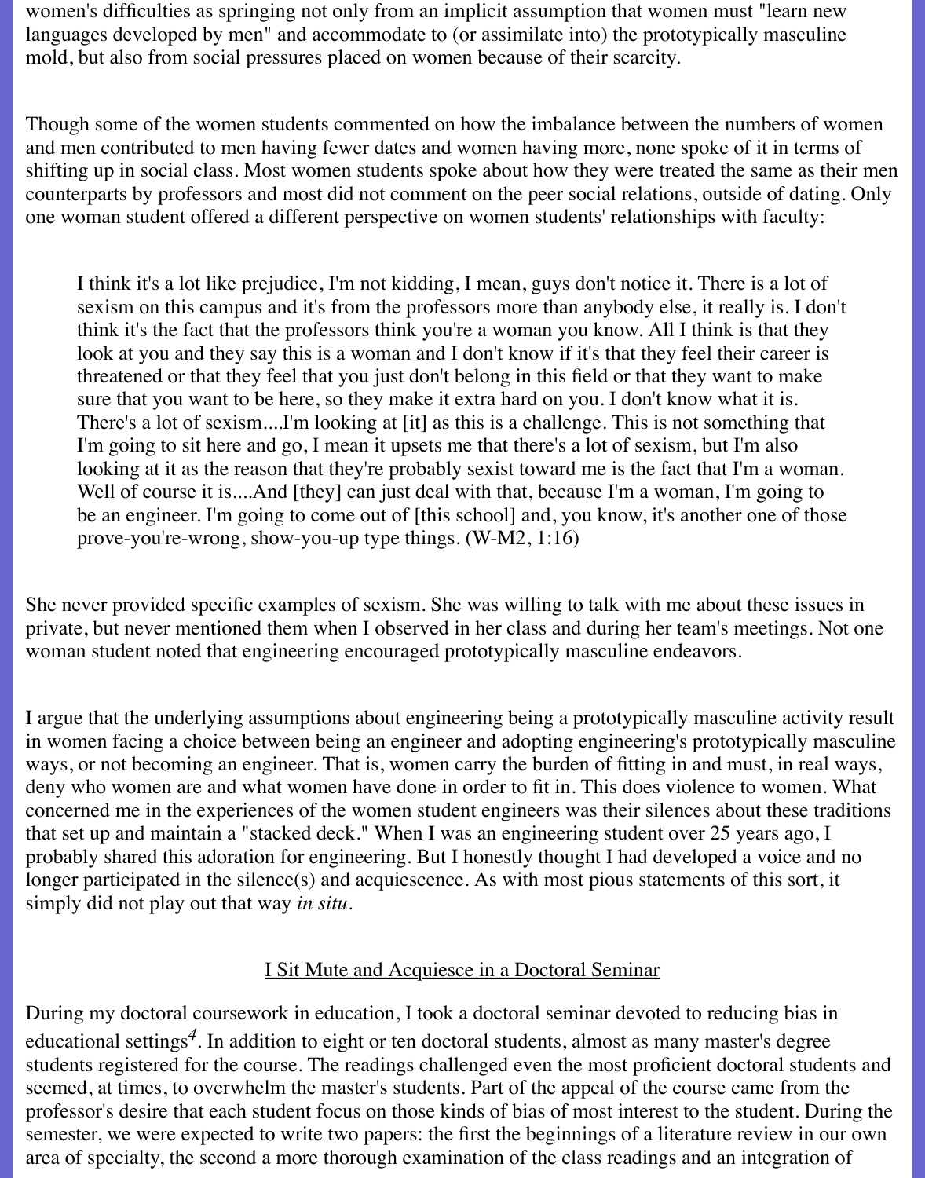women's difficulties as springing not only from an implicit assumption that women must "learn new languages developed by men" and accommodate to (or assimilate into) the prototypically masculine mold, but also from social pressures placed on women because of their scarcity.

Though some of the women students commented on how the imbalance between the numbers of women and men contributed to men having fewer dates and women having more, none spoke of it in terms of shifting up in social class. Most women students spoke about how they were treated the same as their men counterparts by professors and most did not comment on the peer social relations, outside of dating. Only one woman student offered a different perspective on women students' relationships with faculty:

> I think it's a lot like prejudice, I'm not kidding, I mean, guys don't notice it. There is a lot of sexism on this campus and it's from the professors more than anybody else, it really is. I don't think it's the fact that the professors think you're a woman you know. All I think is that they look at you and they say this is a woman and I don't know if it's that they feel their career is threatened or that they feel that you just don't belong in this field or that they want to make sure that you want to be here, so they make it extra hard on you. I don't know what it is. There's a lot of sexism....I'm looking at [it] as this is a challenge. This is not something that I'm going to sit here and go, I mean it upsets me that there's a lot of sexism, but I'm also looking at it as the reason that they're probably sexist toward me is the fact that I'm a woman. Well of course it is....And [they] can just deal with that, because I'm a woman, I'm going to be an engineer. I'm going to come out of [this school] and, you know, it's another one of those prove-you're-wrong, show-you-up type things. (W-M2, 1:16)

She never provided specific examples of sexism. She was willing to talk with me about these issues in private, but never mentioned them when I observed in her class and during her team's meetings. Not one woman student noted that engineering encouraged prototypically masculine endeavors.

I argue that the underlying assumptions about engineering being a prototypically masculine activity result in women facing a choice between being an engineer and adopting engineering's prototypically masculine ways, or not becoming an engineer. That is, women carry the burden of fitting in and must, in real ways, deny who women are and what women have done in order to fit in. This does violence to women. What concerned me in the experiences of the women student engineers was their silences about these traditions that set up and maintain a "stacked deck." When I was an engineering student over 25 years ago, I probably shared this adoration for engineering. But I honestly thought I had developed a voice and no longer participated in the silence(s) and acquiescence. As with most pious statements of this sort, it simply did not play out that way *in situ*.

## I Sit Mute and Acquiesce in a Doctoral Seminar

During my doctoral coursework in education, I took a doctoral seminar devoted to reducing bias in educational settings[4]. In addition to eight or ten doctoral students, almost as many master's degree students registered for the course. The readings challenged even the most proficient doctoral students and seemed, at times, to overwhelm the master's students. Part of the appeal of the course came from the professor's desire that each student focus on those kinds of bias of most interest to the student. During the semester, we were expected to write two papers: the first the beginnings of a literature review in our own area of specialty, the second a more thorough examination of the class readings and an integration of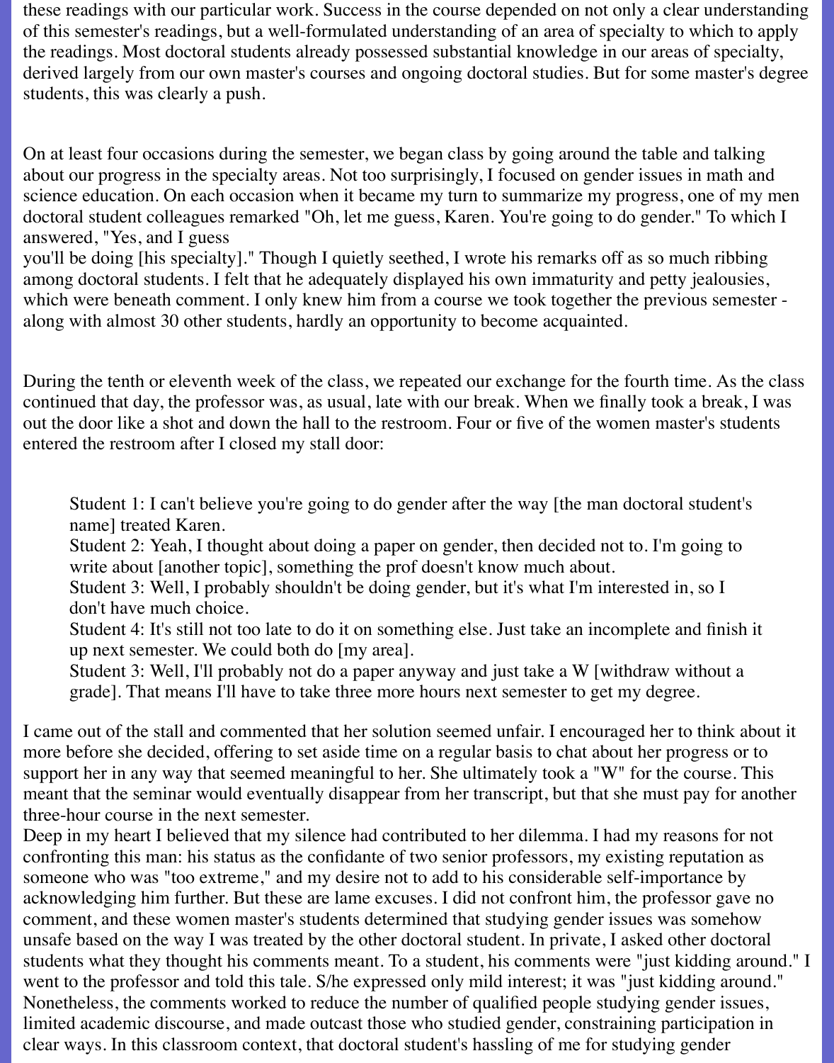these readings with our particular work. Success in the course depended on not only a clear understanding of this semester's readings, but a well-formulated understanding of an area of specialty to which to apply the readings. Most doctoral students already possessed substantial knowledge in our areas of specialty, derived largely from our own master's courses and ongoing doctoral studies. But for some master's degree students, this was clearly a push.

On at least four occasions during the semester, we began class by going around the table and talking about our progress in the specialty areas. Not too surprisingly, I focused on gender issues in math and science education. On each occasion when it became my turn to summarize my progress, one of my men doctoral student colleagues remarked "Oh, let me guess, Karen. You're going to do gender." To which I answered, "Yes, and I guess you'll be doing [his specialty]." Though I quietly seethed, I wrote his remarks off as so much ribbing among doctoral students. I felt that he adequately displayed his own immaturity and petty jealousies, which were beneath comment. I only knew him from a course we took together the previous semester - along with almost 30 other students, hardly an opportunity to become acquainted.

During the tenth or eleventh week of the class, we repeated our exchange for the fourth time. As the class continued that day, the professor was, as usual, late with our break. When we finally took a break, I was out the door like a shot and down the hall to the restroom. Four or five of the women master's students entered the restroom after I closed my stall door:

> Student 1: I can't believe you're going to do gender after the way [the man doctoral student's name] treated Karen.
> Student 2: Yeah, I thought about doing a paper on gender, then decided not to. I'm going to write about [another topic], something the prof doesn't know much about.
> Student 3: Well, I probably shouldn't be doing gender, but it's what I'm interested in, so I don't have much choice.
> Student 4: It's still not too late to do it on something else. Just take an incomplete and finish it up next semester. We could both do [my area].
> Student 3: Well, I'll probably not do a paper anyway and just take a W [withdraw without a grade]. That means I'll have to take three more hours next semester to get my degree.

I came out of the stall and commented that her solution seemed unfair. I encouraged her to think about it more before she decided, offering to set aside time on a regular basis to chat about her progress or to support her in any way that seemed meaningful to her. She ultimately took a "W" for the course. This meant that the seminar would eventually disappear from her transcript, but that she must pay for another three-hour course in the next semester.

Deep in my heart I believed that my silence had contributed to her dilemma. I had my reasons for not confronting this man: his status as the confidante of two senior professors, my existing reputation as someone who was "too extreme," and my desire not to add to his considerable self-importance by acknowledging him further. But these are lame excuses. I did not confront him, the professor gave no comment, and these women master's students determined that studying gender issues was somehow unsafe based on the way I was treated by the other doctoral student. In private, I asked other doctoral students what they thought his comments meant. To a student, his comments were "just kidding around." I went to the professor and told this tale. S/he expressed only mild interest; it was "just kidding around." Nonetheless, the comments worked to reduce the number of qualified people studying gender issues, limited academic discourse, and made outcast those who studied gender, constraining participation in clear ways. In this classroom context, that doctoral student's hassling of me for studying gender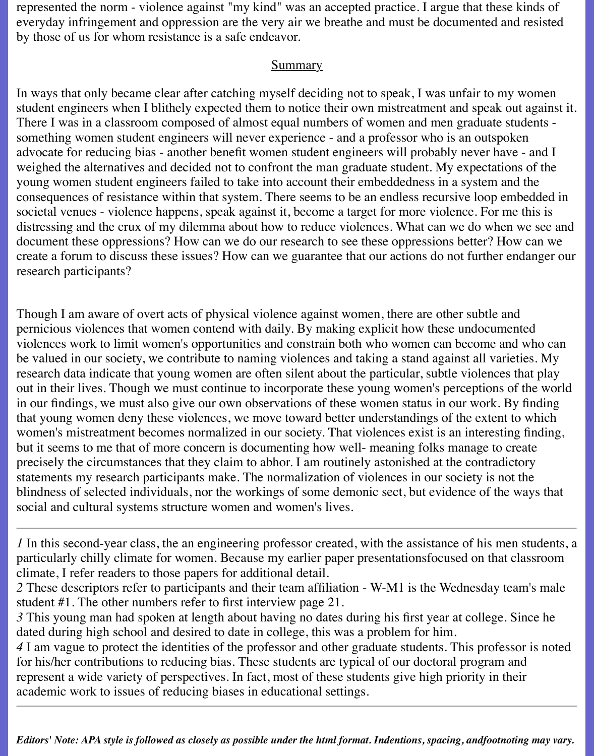represented the norm - violence against "my kind" was an accepted practice. I argue that these kinds of everyday infringement and oppression are the very air we breathe and must be documented and resisted by those of us for whom resistance is a safe endeavor.

## Summary

In ways that only became clear after catching myself deciding not to speak, I was unfair to my women student engineers when I blithely expected them to notice their own mistreatment and speak out against it. There I was in a classroom composed of almost equal numbers of women and men graduate students - something women student engineers will never experience - and a professor who is an outspoken advocate for reducing bias - another benefit women student engineers will probably never have - and I weighed the alternatives and decided not to confront the man graduate student. My expectations of the young women student engineers failed to take into account their embeddedness in a system and the consequences of resistance within that system. There seems to be an endless recursive loop embedded in societal venues - violence happens, speak against it, become a target for more violence. For me this is distressing and the crux of my dilemma about how to reduce violences. What can we do when we see and document these oppressions? How can we do our research to see these oppressions better? How can we create a forum to discuss these issues? How can we guarantee that our actions do not further endanger our research participants?

Though I am aware of overt acts of physical violence against women, there are other subtle and pernicious violences that women contend with daily. By making explicit how these undocumented violences work to limit women's opportunities and constrain both who women can become and who can be valued in our society, we contribute to naming violences and taking a stand against all varieties. My research data indicate that young women are often silent about the particular, subtle violences that play out in their lives. Though we must continue to incorporate these young women's perceptions of the world in our findings, we must also give our own observations of these women status in our work. By finding that young women deny these violences, we move toward better understandings of the extent to which women's mistreatment becomes normalized in our society. That violences exist is an interesting finding, but it seems to me that of more concern is documenting how well- meaning folks manage to create precisely the circumstances that they claim to abhor. I am routinely astonished at the contradictory statements my research participants make. The normalization of violences in our society is not the blindness of selected individuals, nor the workings of some demonic sect, but evidence of the ways that social and cultural systems structure women and women's lives.

---

*1* In this second-year class, the an engineering professor created, with the assistance of his men students, a particularly chilly climate for women. Because my earlier paper presentationsfocused on that classroom climate, I refer readers to those papers for additional detail.
*2* These descriptors refer to participants and their team affiliation - W-M1 is the Wednesday team's male student #1. The other numbers refer to first interview page 21.
*3* This young man had spoken at length about having no dates during his first year at college. Since he dated during high school and desired to date in college, this was a problem for him.
*4* I am vague to protect the identities of the professor and other graduate students. This professor is noted for his/her contributions to reducing bias. These students are typical of our doctoral program and represent a wide variety of perspectives. In fact, most of these students give high priority in their academic work to issues of reducing biases in educational settings.

---

***Editors' Note: APA style is followed as closely as possible under the html format. Indentions, spacing, andfootnoting may vary.***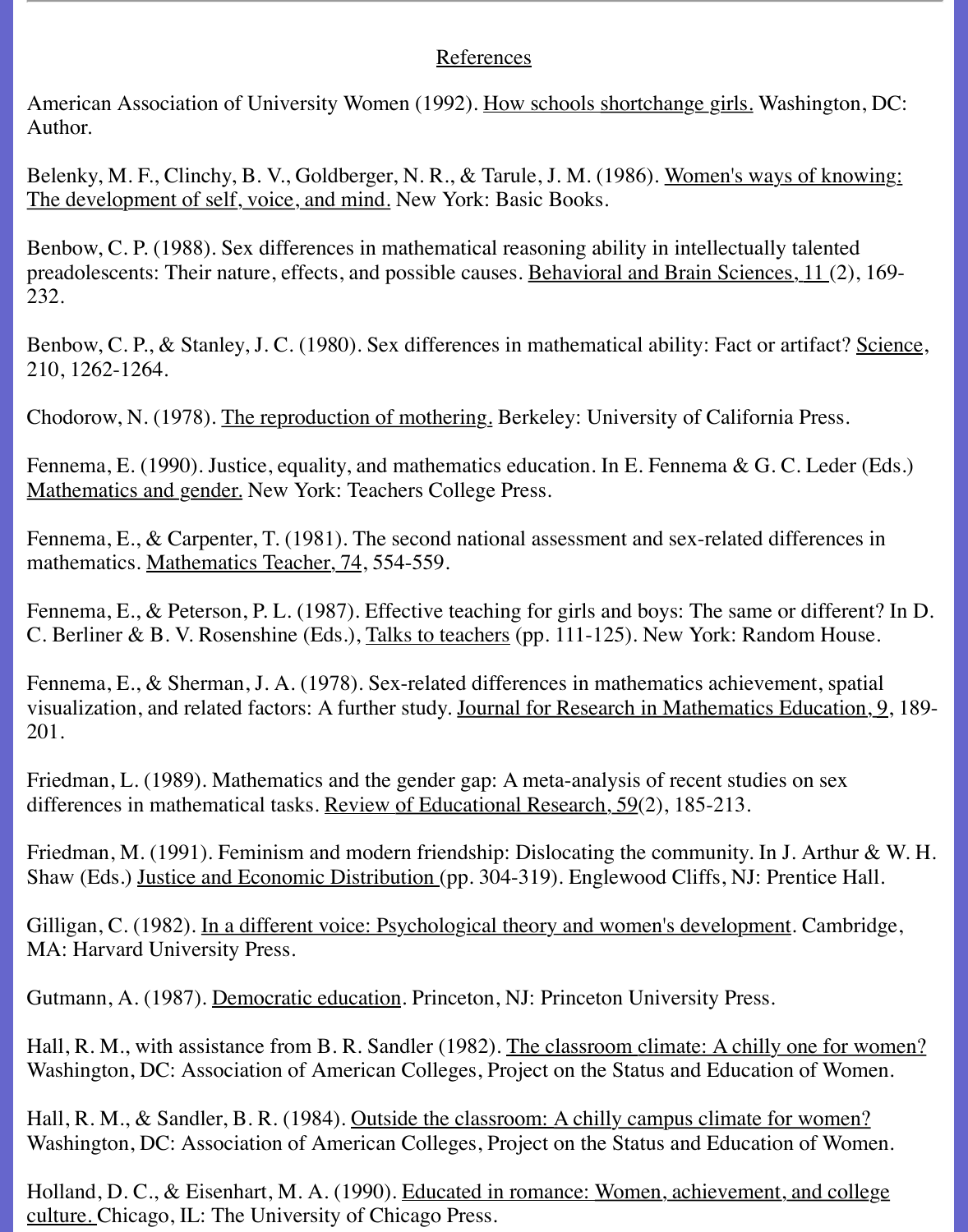## References

American Association of University Women (1992). How schools shortchange girls. Washington, DC: Author.

Belenky, M. F., Clinchy, B. V., Goldberger, N. R., & Tarule, J. M. (1986). Women's ways of knowing: The development of self, voice, and mind. New York: Basic Books.

Benbow, C. P. (1988). Sex differences in mathematical reasoning ability in intellectually talented preadolescents: Their nature, effects, and possible causes. Behavioral and Brain Sciences, 11 (2), 169-232.

Benbow, C. P., & Stanley, J. C. (1980). Sex differences in mathematical ability: Fact or artifact? Science, 210, 1262-1264.

Chodorow, N. (1978). The reproduction of mothering. Berkeley: University of California Press.

Fennema, E. (1990). Justice, equality, and mathematics education. In E. Fennema & G. C. Leder (Eds.) Mathematics and gender. New York: Teachers College Press.

Fennema, E., & Carpenter, T. (1981). The second national assessment and sex-related differences in mathematics. Mathematics Teacher, 74, 554-559.

Fennema, E., & Peterson, P. L. (1987). Effective teaching for girls and boys: The same or different? In D. C. Berliner & B. V. Rosenshine (Eds.), Talks to teachers (pp. 111-125). New York: Random House.

Fennema, E., & Sherman, J. A. (1978). Sex-related differences in mathematics achievement, spatial visualization, and related factors: A further study. Journal for Research in Mathematics Education, 9, 189-201.

Friedman, L. (1989). Mathematics and the gender gap: A meta-analysis of recent studies on sex differences in mathematical tasks. Review of Educational Research, 59(2), 185-213.

Friedman, M. (1991). Feminism and modern friendship: Dislocating the community. In J. Arthur & W. H. Shaw (Eds.) Justice and Economic Distribution (pp. 304-319). Englewood Cliffs, NJ: Prentice Hall.

Gilligan, C. (1982). In a different voice: Psychological theory and women's development. Cambridge, MA: Harvard University Press.

Gutmann, A. (1987). Democratic education. Princeton, NJ: Princeton University Press.

Hall, R. M., with assistance from B. R. Sandler (1982). The classroom climate: A chilly one for women? Washington, DC: Association of American Colleges, Project on the Status and Education of Women.

Hall, R. M., & Sandler, B. R. (1984). Outside the classroom: A chilly campus climate for women? Washington, DC: Association of American Colleges, Project on the Status and Education of Women.

Holland, D. C., & Eisenhart, M. A. (1990). Educated in romance: Women, achievement, and college culture. Chicago, IL: The University of Chicago Press.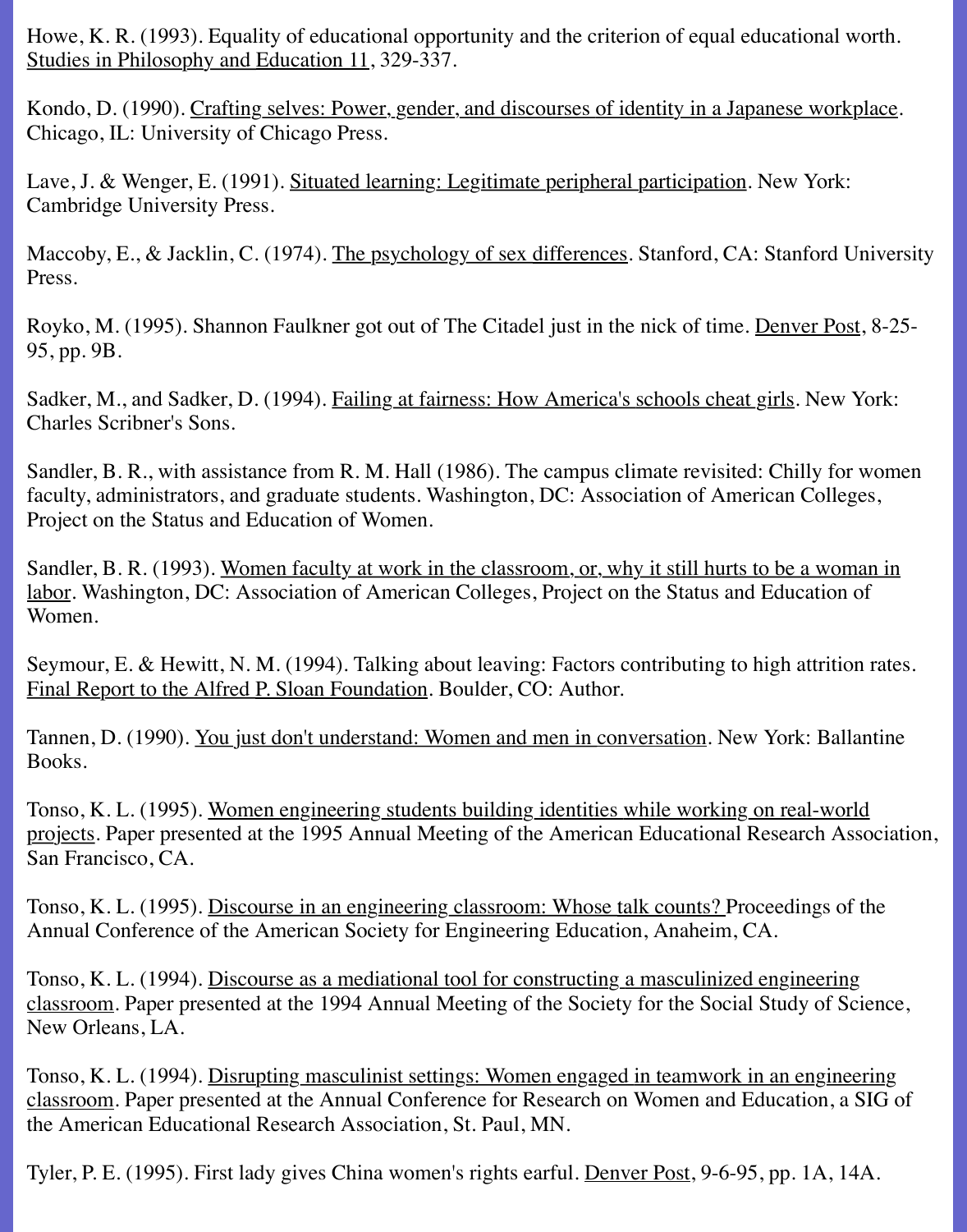Howe, K. R. (1993). Equality of educational opportunity and the criterion of equal educational worth. Studies in Philosophy and Education 11, 329-337.

Kondo, D. (1990). Crafting selves: Power, gender, and discourses of identity in a Japanese workplace. Chicago, IL: University of Chicago Press.

Lave, J. & Wenger, E. (1991). Situated learning: Legitimate peripheral participation. New York: Cambridge University Press.

Maccoby, E., & Jacklin, C. (1974). The psychology of sex differences. Stanford, CA: Stanford University Press.

Royko, M. (1995). Shannon Faulkner got out of The Citadel just in the nick of time. Denver Post, 8-25-95, pp. 9B.

Sadker, M., and Sadker, D. (1994). Failing at fairness: How America's schools cheat girls. New York: Charles Scribner's Sons.

Sandler, B. R., with assistance from R. M. Hall (1986). The campus climate revisited: Chilly for women faculty, administrators, and graduate students. Washington, DC: Association of American Colleges, Project on the Status and Education of Women.

Sandler, B. R. (1993). Women faculty at work in the classroom, or, why it still hurts to be a woman in labor. Washington, DC: Association of American Colleges, Project on the Status and Education of Women.

Seymour, E. & Hewitt, N. M. (1994). Talking about leaving: Factors contributing to high attrition rates. Final Report to the Alfred P. Sloan Foundation. Boulder, CO: Author.

Tannen, D. (1990). You just don't understand: Women and men in conversation. New York: Ballantine Books.

Tonso, K. L. (1995). Women engineering students building identities while working on real-world projects. Paper presented at the 1995 Annual Meeting of the American Educational Research Association, San Francisco, CA.

Tonso, K. L. (1995). Discourse in an engineering classroom: Whose talk counts? Proceedings of the Annual Conference of the American Society for Engineering Education, Anaheim, CA.

Tonso, K. L. (1994). Discourse as a mediational tool for constructing a masculinized engineering classroom. Paper presented at the 1994 Annual Meeting of the Society for the Social Study of Science, New Orleans, LA.

Tonso, K. L. (1994). Disrupting masculinist settings: Women engaged in teamwork in an engineering classroom. Paper presented at the Annual Conference for Research on Women and Education, a SIG of the American Educational Research Association, St. Paul, MN.

Tyler, P. E. (1995). First lady gives China women's rights earful. Denver Post, 9-6-95, pp. 1A, 14A.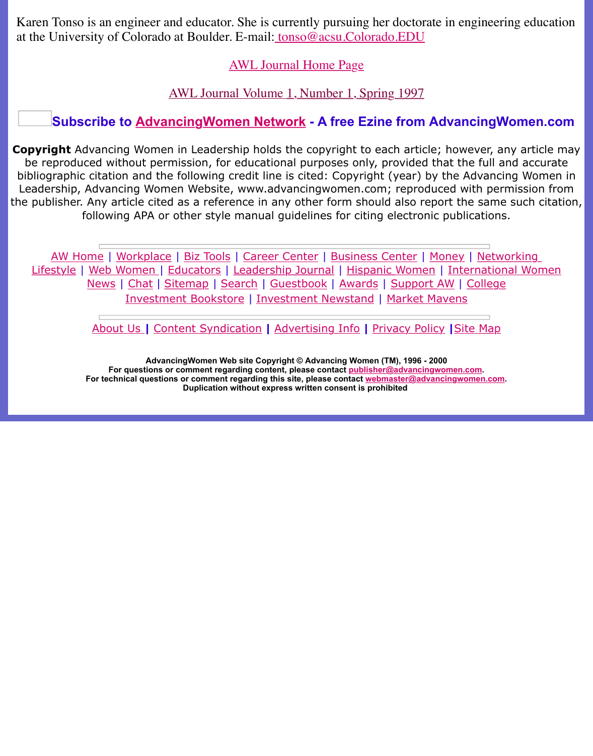Karen Tonso is an engineer and educator. She is currently pursuing her doctorate in engineering education at the University of Colorado at Boulder. E-mail: tonso@acsu.Colorado.EDU

AWL Journal Home Page

AWL Journal Volume 1, Number 1, Spring 1997

**Subscribe to AdvancingWomen Network - A free Ezine from AdvancingWomen.com**

**Copyright** Advancing Women in Leadership holds the copyright to each article; however, any article may be reproduced without permission, for educational purposes only, provided that the full and accurate bibliographic citation and the following credit line is cited: Copyright (year) by the Advancing Women in Leadership, Advancing Women Website, www.advancingwomen.com; reproduced with permission from the publisher. Any article cited as a reference in any other form should also report the same such citation, following APA or other style manual guidelines for citing electronic publications.

---

AW Home | Workplace | Biz Tools | Career Center | Business Center | Money | Networking Lifestyle | Web Women | Educators | Leadership Journal | Hispanic Women | International Women News | Chat | Sitemap | Search | Guestbook | Awards | Support AW | College Investment Bookstore | Investment Newstand | Market Mavens

---

About Us | Content Syndication | Advertising Info | Privacy Policy | Site Map

**AdvancingWomen Web site Copyright © Advancing Women (TM), 1996 - 2000**
**For questions or comment regarding content, please contact publisher@advancingwomen.com.**
**For technical questions or comment regarding this site, please contact webmaster@advancingwomen.com.**
**Duplication without express written consent is prohibited**